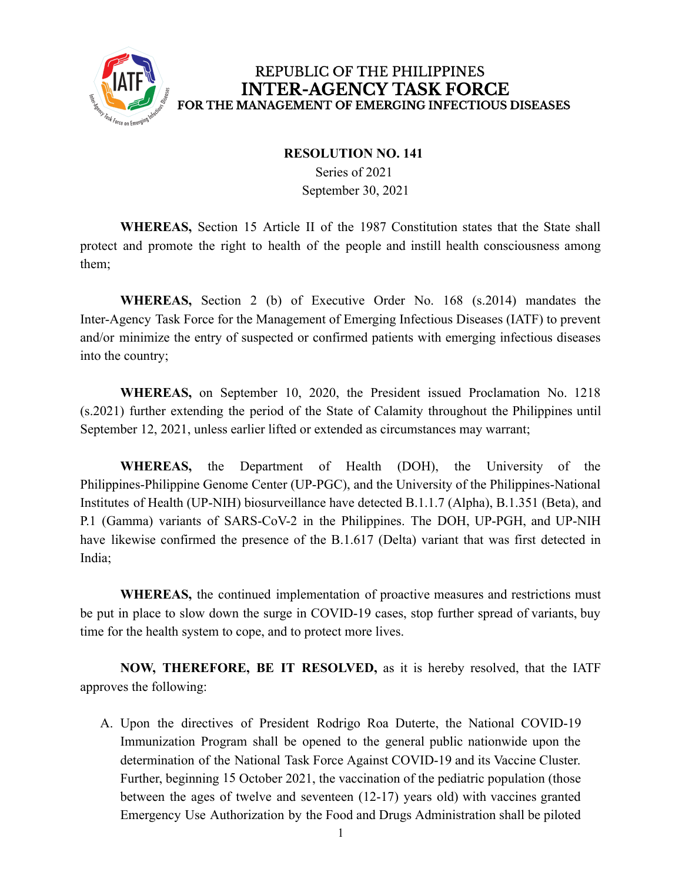# REPUBLIC OF THE PHILIPPINES
# INTER-AGENCY TASK FORCE
## FOR THE MANAGEMENT OF EMERGING INFECTIOUS DISEASES

**RESOLUTION NO. 141**
Series of 2021
September 30, 2021

**WHEREAS,** Section 15 Article II of the 1987 Constitution states that the State shall protect and promote the right to health of the people and instill health consciousness among them;

**WHEREAS,** Section 2 (b) of Executive Order No. 168 (s.2014) mandates the Inter-Agency Task Force for the Management of Emerging Infectious Diseases (IATF) to prevent and/or minimize the entry of suspected or confirmed patients with emerging infectious diseases into the country;

**WHEREAS,** on September 10, 2020, the President issued Proclamation No. 1218 (s.2021) further extending the period of the State of Calamity throughout the Philippines until September 12, 2021, unless earlier lifted or extended as circumstances may warrant;

**WHEREAS,** the Department of Health (DOH), the University of the Philippines-Philippine Genome Center (UP-PGC), and the University of the Philippines-National Institutes of Health (UP-NIH) biosurveillance have detected B.1.1.7 (Alpha), B.1.351 (Beta), and P.1 (Gamma) variants of SARS-CoV-2 in the Philippines. The DOH, UP-PGH, and UP-NIH have likewise confirmed the presence of the B.1.617 (Delta) variant that was first detected in India;

**WHEREAS,** the continued implementation of proactive measures and restrictions must be put in place to slow down the surge in COVID-19 cases, stop further spread of variants, buy time for the health system to cope, and to protect more lives.

**NOW, THEREFORE, BE IT RESOLVED,** as it is hereby resolved, that the IATF approves the following:

A. Upon the directives of President Rodrigo Roa Duterte, the National COVID-19 Immunization Program shall be opened to the general public nationwide upon the determination of the National Task Force Against COVID-19 and its Vaccine Cluster. Further, beginning 15 October 2021, the vaccination of the pediatric population (those between the ages of twelve and seventeen (12-17) years old) with vaccines granted Emergency Use Authorization by the Food and Drugs Administration shall be piloted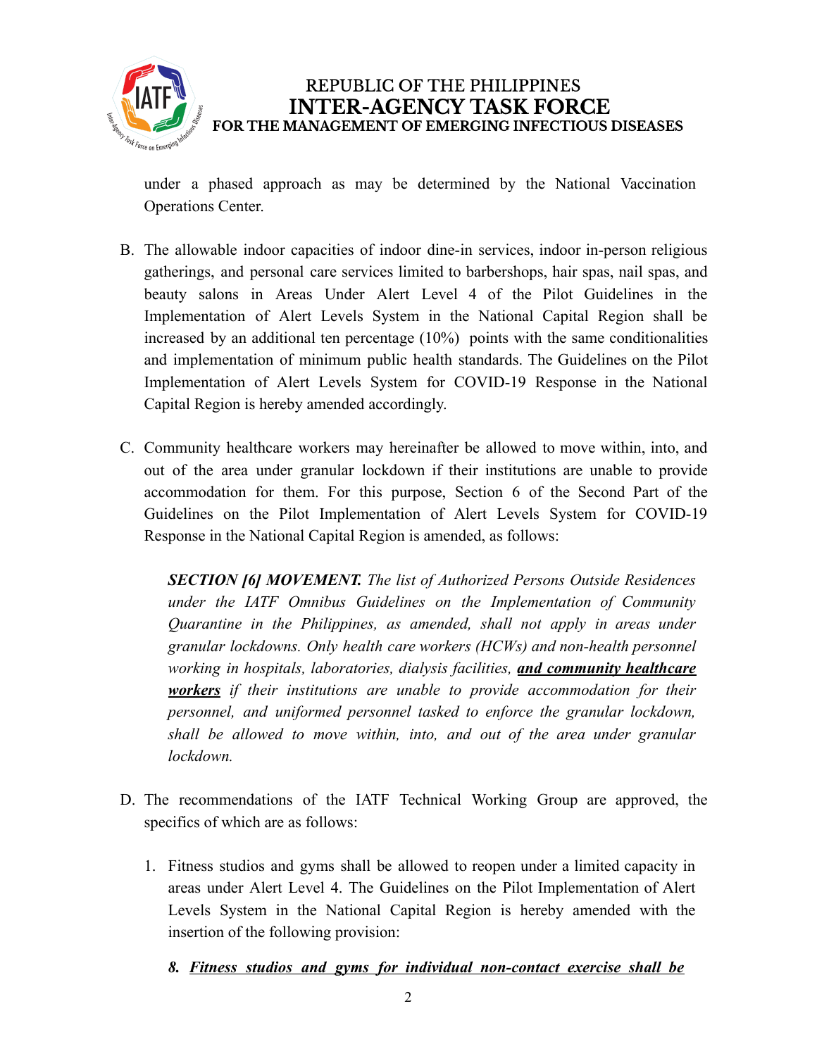under a phased approach as may be determined by the National Vaccination Operations Center.

B. The allowable indoor capacities of indoor dine-in services, indoor in-person religious gatherings, and personal care services limited to barbershops, hair spas, nail spas, and beauty salons in Areas Under Alert Level 4 of the Pilot Guidelines in the Implementation of Alert Levels System in the National Capital Region shall be increased by an additional ten percentage (10%) points with the same conditionalities and implementation of minimum public health standards. The Guidelines on the Pilot Implementation of Alert Levels System for COVID-19 Response in the National Capital Region is hereby amended accordingly.

C. Community healthcare workers may hereinafter be allowed to move within, into, and out of the area under granular lockdown if their institutions are unable to provide accommodation for them. For this purpose, Section 6 of the Second Part of the Guidelines on the Pilot Implementation of Alert Levels System for COVID-19 Response in the National Capital Region is amended, as follows:

   ***SECTION [6] MOVEMENT.*** *The list of Authorized Persons Outside Residences under the IATF Omnibus Guidelines on the Implementation of Community Quarantine in the Philippines, as amended, shall not apply in areas under granular lockdowns. Only health care workers (HCWs) and non-health personnel working in hospitals, laboratories, dialysis facilities,* ***<u>and community healthcare workers</u>*** *if their institutions are unable to provide accommodation for their personnel, and uniformed personnel tasked to enforce the granular lockdown, shall be allowed to move within, into, and out of the area under granular lockdown.*

D. The recommendations of the IATF Technical Working Group are approved, the specifics of which are as follows:

   1. Fitness studios and gyms shall be allowed to reopen under a limited capacity in areas under Alert Level 4. The Guidelines on the Pilot Implementation of Alert Levels System in the National Capital Region is hereby amended with the insertion of the following provision:

      ***8. <u>Fitness studios and gyms for individual non-contact exercise shall be</u>***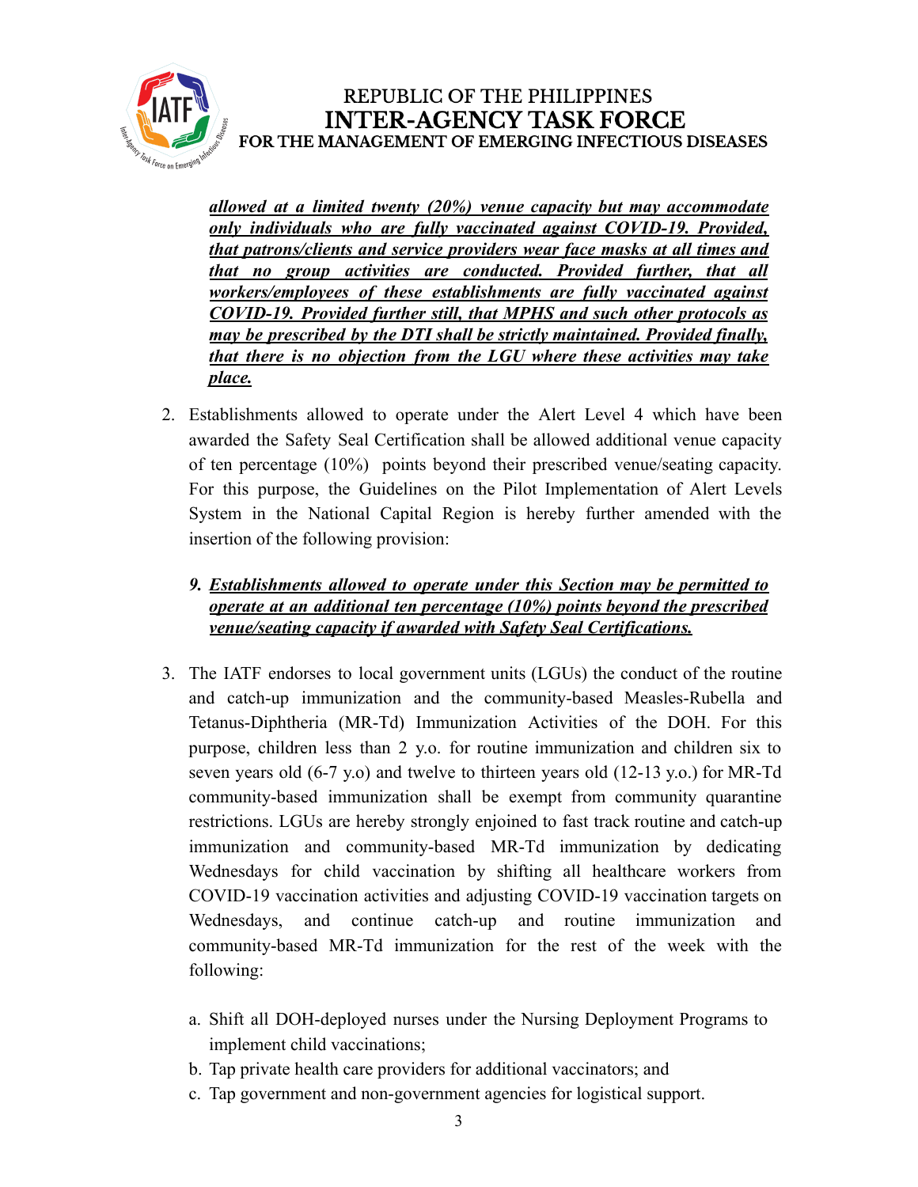***allowed at a limited twenty (20%) venue capacity but may accommodate only individuals who are fully vaccinated against COVID-19. Provided, that patrons/clients and service providers wear face masks at all times and that no group activities are conducted. Provided further, that all workers/employees of these establishments are fully vaccinated against COVID-19. Provided further still, that MPHS and such other protocols as may be prescribed by the DTI shall be strictly maintained. Provided finally, that there is no objection from the LGU where these activities may take place.***

2. Establishments allowed to operate under the Alert Level 4 which have been awarded the Safety Seal Certification shall be allowed additional venue capacity of ten percentage (10%) points beyond their prescribed venue/seating capacity. For this purpose, the Guidelines on the Pilot Implementation of Alert Levels System in the National Capital Region is hereby further amended with the insertion of the following provision:

   ***9. Establishments allowed to operate under this Section may be permitted to operate at an additional ten percentage (10%) points beyond the prescribed venue/seating capacity if awarded with Safety Seal Certifications.***

3. The IATF endorses to local government units (LGUs) the conduct of the routine and catch-up immunization and the community-based Measles-Rubella and Tetanus-Diphtheria (MR-Td) Immunization Activities of the DOH. For this purpose, children less than 2 y.o. for routine immunization and children six to seven years old (6-7 y.o) and twelve to thirteen years old (12-13 y.o.) for MR-Td community-based immunization shall be exempt from community quarantine restrictions. LGUs are hereby strongly enjoined to fast track routine and catch-up immunization and community-based MR-Td immunization by dedicating Wednesdays for child vaccination by shifting all healthcare workers from COVID-19 vaccination activities and adjusting COVID-19 vaccination targets on Wednesdays, and continue catch-up and routine immunization and community-based MR-Td immunization for the rest of the week with the following:

   a. Shift all DOH-deployed nurses under the Nursing Deployment Programs to implement child vaccinations;
   b. Tap private health care providers for additional vaccinators; and
   c. Tap government and non-government agencies for logistical support.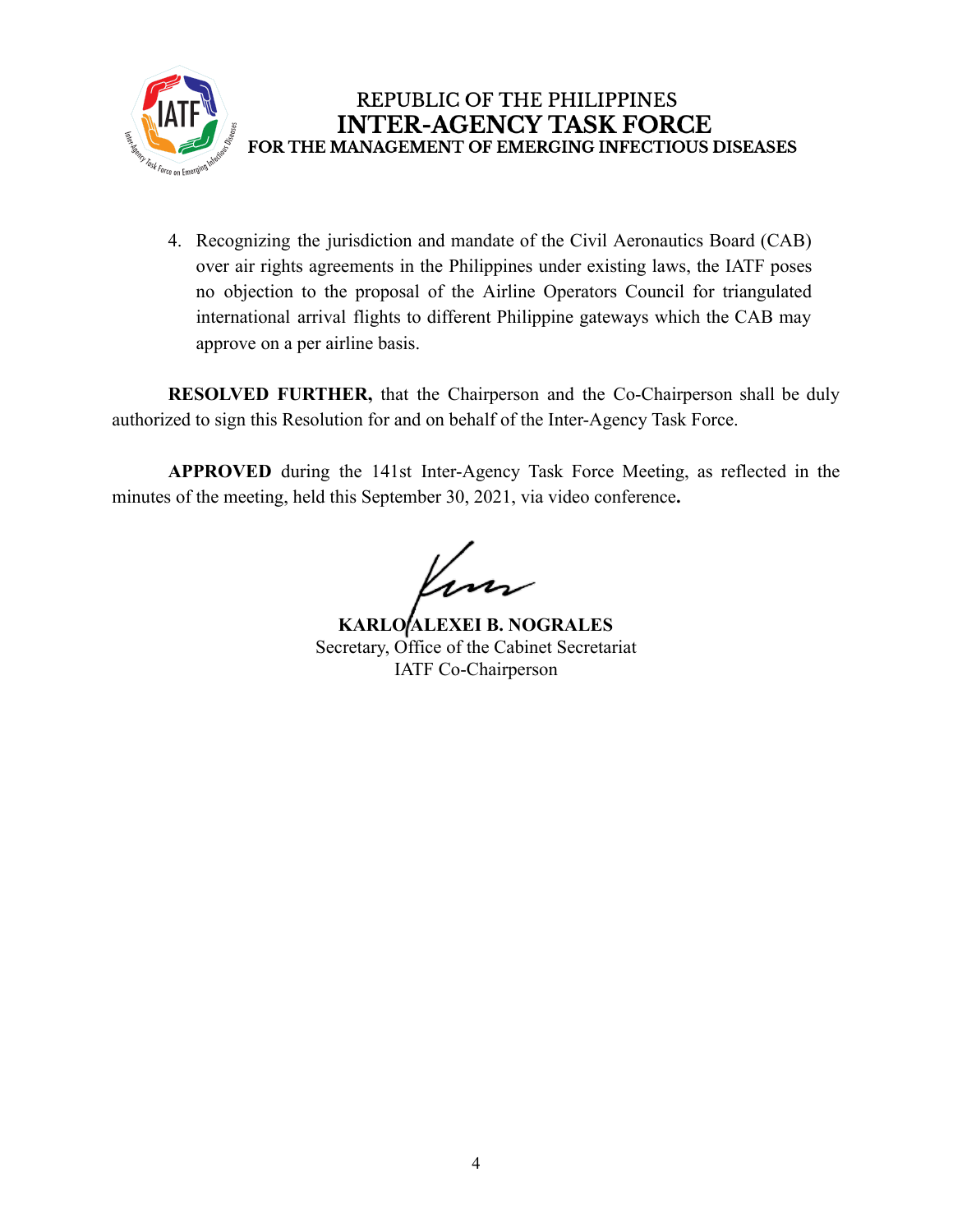4. Recognizing the jurisdiction and mandate of the Civil Aeronautics Board (CAB) over air rights agreements in the Philippines under existing laws, the IATF poses no objection to the proposal of the Airline Operators Council for triangulated international arrival flights to different Philippine gateways which the CAB may approve on a per airline basis.

**RESOLVED FURTHER,** that the Chairperson and the Co-Chairperson shall be duly authorized to sign this Resolution for and on behalf of the Inter-Agency Task Force.

**APPROVED** during the 141st Inter-Agency Task Force Meeting, as reflected in the minutes of the meeting, held this September 30, 2021, via video conference**.**

**KARLO ALEXEI B. NOGRALES**
Secretary, Office of the Cabinet Secretariat
IATF Co-Chairperson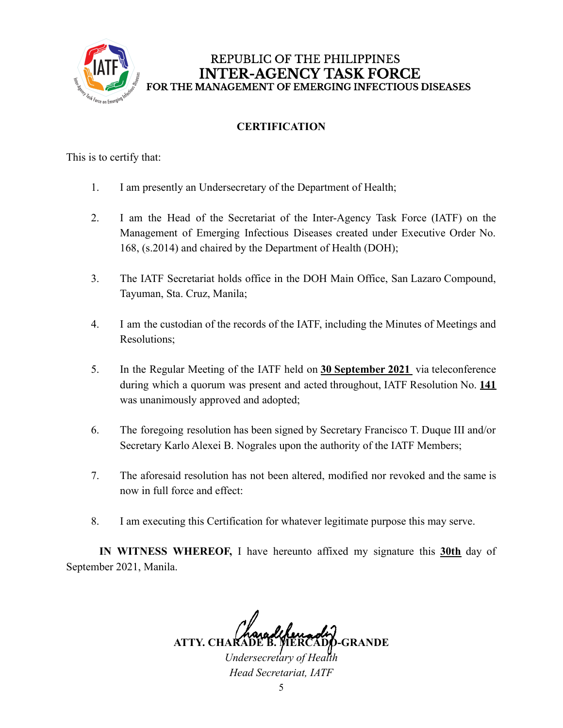REPUBLIC OF THE PHILIPPINES
**INTER-AGENCY TASK FORCE**
**FOR THE MANAGEMENT OF EMERGING INFECTIOUS DISEASES**

## CERTIFICATION

This is to certify that:

1. I am presently an Undersecretary of the Department of Health;

2. I am the Head of the Secretariat of the Inter-Agency Task Force (IATF) on the Management of Emerging Infectious Diseases created under Executive Order No. 168, (s.2014) and chaired by the Department of Health (DOH);

3. The IATF Secretariat holds office in the DOH Main Office, San Lazaro Compound, Tayuman, Sta. Cruz, Manila;

4. I am the custodian of the records of the IATF, including the Minutes of Meetings and Resolutions;

5. In the Regular Meeting of the IATF held on **30 September 2021** via teleconference during which a quorum was present and acted throughout, IATF Resolution No. **141** was unanimously approved and adopted;

6. The foregoing resolution has been signed by Secretary Francisco T. Duque III and/or Secretary Karlo Alexei B. Nograles upon the authority of the IATF Members;

7. The aforesaid resolution has not been altered, modified nor revoked and the same is now in full force and effect:

8. I am executing this Certification for whatever legitimate purpose this may serve.

**IN WITNESS WHEREOF,** I have hereunto affixed my signature this **30th** day of September 2021, Manila.

**ATTY. CHARADE B. MERCADO-GRANDE**
*Undersecretary of Health*
*Head Secretariat, IATF*